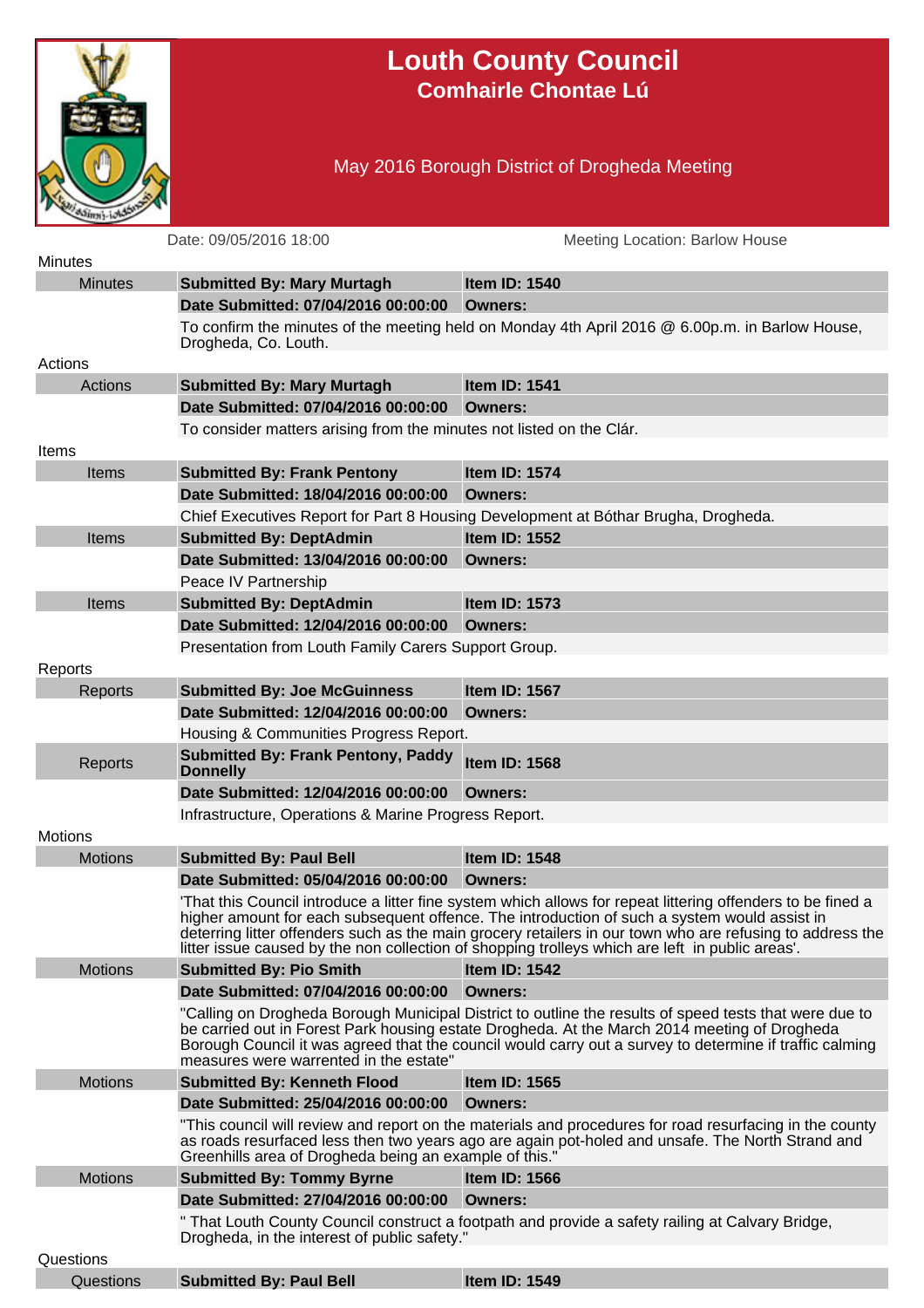# Louth County Council

## Comhairle Chontae Lú

### May 2016 Borough District of Drogheda Meeting

Date: 09/05/2016 18:00 Meeting Location: Barlow House

## Minutes

| Minutes | **Submitted By: Mary Murtagh** | **Item ID: 1540** |
|---|---|---|
| | **Date Submitted: 07/04/2016 00:00:00** | **Owners:** |
| | To confirm the minutes of the meeting held on Monday 4th April 2016 @ 6.00p.m. in Barlow House, Drogheda, Co. Louth. | |

## Actions

| Actions | **Submitted By: Mary Murtagh** | **Item ID: 1541** |
|---|---|---|
| | **Date Submitted: 07/04/2016 00:00:00** | **Owners:** |
| | To consider matters arising from the minutes not listed on the Clár. | |

## Items

| Items | **Submitted By: Frank Pentony** | **Item ID: 1574** |
|---|---|---|
| | **Date Submitted: 18/04/2016 00:00:00** | **Owners:** |
| | Chief Executives Report for Part 8 Housing Development at Bóthar Brugha, Drogheda. | |
| Items | **Submitted By: DeptAdmin** | **Item ID: 1552** |
| | **Date Submitted: 13/04/2016 00:00:00** | **Owners:** |
| | Peace IV Partnership | |
| Items | **Submitted By: DeptAdmin** | **Item ID: 1573** |
| | **Date Submitted: 12/04/2016 00:00:00** | **Owners:** |
| | Presentation from Louth Family Carers Support Group. | |

## Reports

| Reports | **Submitted By: Joe McGuinness** | **Item ID: 1567** |
|---|---|---|
| | **Date Submitted: 12/04/2016 00:00:00** | **Owners:** |
| | Housing & Communities Progress Report. | |
| Reports | **Submitted By: Frank Pentony, Paddy Donnelly** | **Item ID: 1568** |
| | **Date Submitted: 12/04/2016 00:00:00** | **Owners:** |
| | Infrastructure, Operations & Marine Progress Report. | |

## Motions

| Motions | **Submitted By: Paul Bell** | **Item ID: 1548** |
|---|---|---|
| | **Date Submitted: 05/04/2016 00:00:00** | **Owners:** |
| | 'That this Council introduce a litter fine system which allows for repeat littering offenders to be fined a higher amount for each subsequent offence. The introduction of such a system would assist in deterring litter offenders such as the main grocery retailers in our town who are refusing to address the litter issue caused by the non collection of shopping trolleys which are left in public areas'. | |
| Motions | **Submitted By: Pio Smith** | **Item ID: 1542** |
| | **Date Submitted: 07/04/2016 00:00:00** | **Owners:** |
| | "Calling on Drogheda Borough Municipal District to outline the results of speed tests that were due to be carried out in Forest Park housing estate Drogheda. At the March 2014 meeting of Drogheda Borough Council it was agreed that the council would carry out a survey to determine if traffic calming measures were warrented in the estate" | |
| Motions | **Submitted By: Kenneth Flood** | **Item ID: 1565** |
| | **Date Submitted: 25/04/2016 00:00:00** | **Owners:** |
| | "This council will review and report on the materials and procedures for road resurfacing in the county as roads resurfaced less then two years ago are again pot-holed and unsafe. The North Strand and Greenhills area of Drogheda being an example of this." | |
| Motions | **Submitted By: Tommy Byrne** | **Item ID: 1566** |
| | **Date Submitted: 27/04/2016 00:00:00** | **Owners:** |
| | " That Louth County Council construct a footpath and provide a safety railing at Calvary Bridge, Drogheda, in the interest of public safety." | |

## Questions

| Questions | **Submitted By: Paul Bell** | **Item ID: 1549** |
|---|---|---|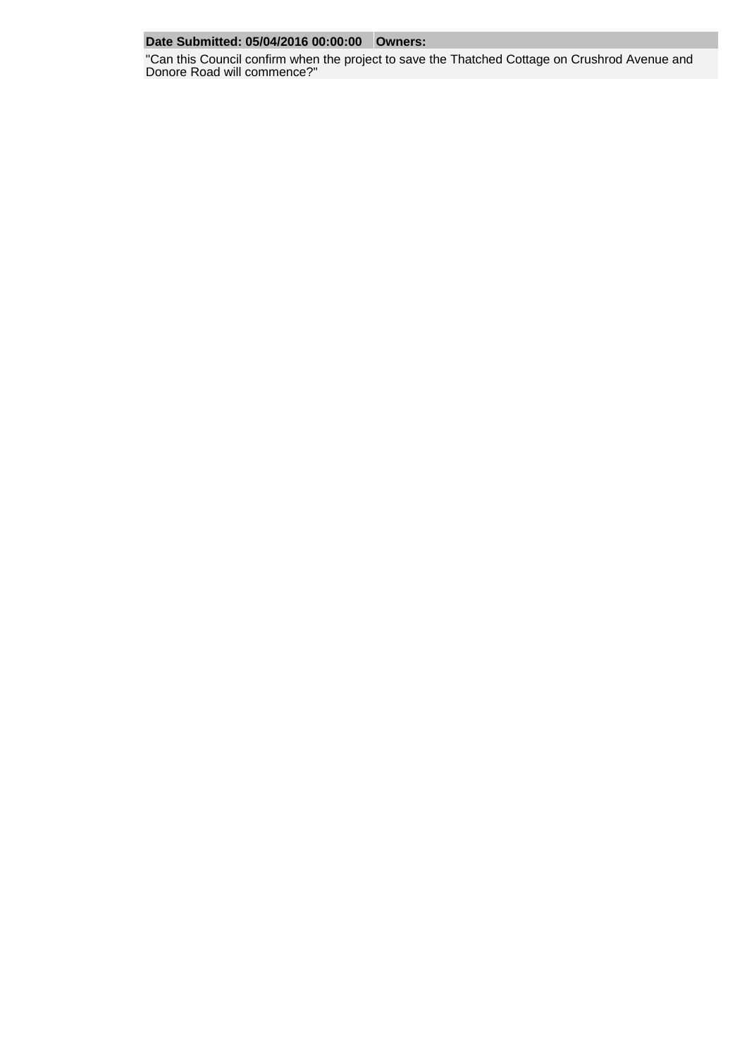| Date Submitted: 05/04/2016 00:00:00 | Owners: |
| --- | --- |
| "Can this Council confirm when the project to save the Thatched Cottage on Crushrod Avenue and Donore Road will commence?" | |